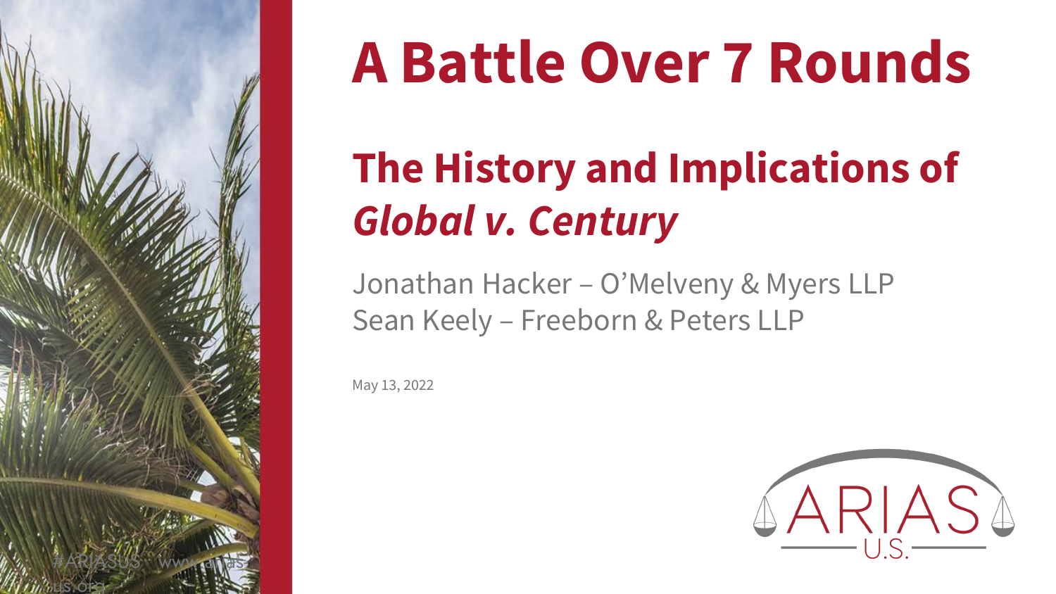# A Battle Over 7 Rounds

## The History and Implications of *Global v. Century*

Jonathan Hacker – O'Melveny & Myers LLP
Sean Keely – Freeborn & Peters LLP

May 13, 2022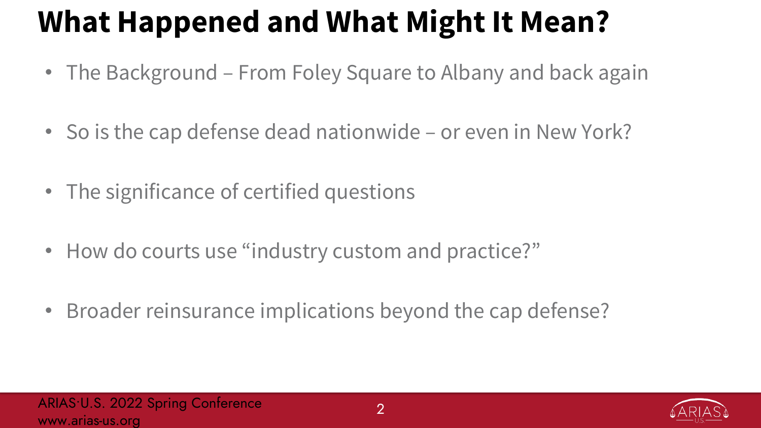# What Happened and What Might It Mean?

- The Background – From Foley Square to Albany and back again
- So is the cap defense dead nationwide – or even in New York?
- The significance of certified questions
- How do courts use "industry custom and practice?"
- Broader reinsurance implications beyond the cap defense?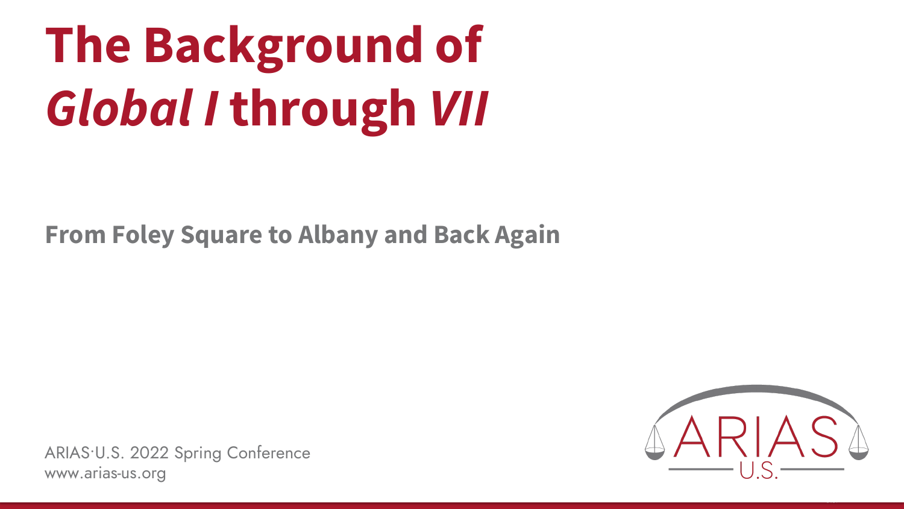# The Background of *Global I* through *VII*

**From Foley Square to Albany and Back Again**

ARIAS·U.S. 2022 Spring Conference
www.arias-us.org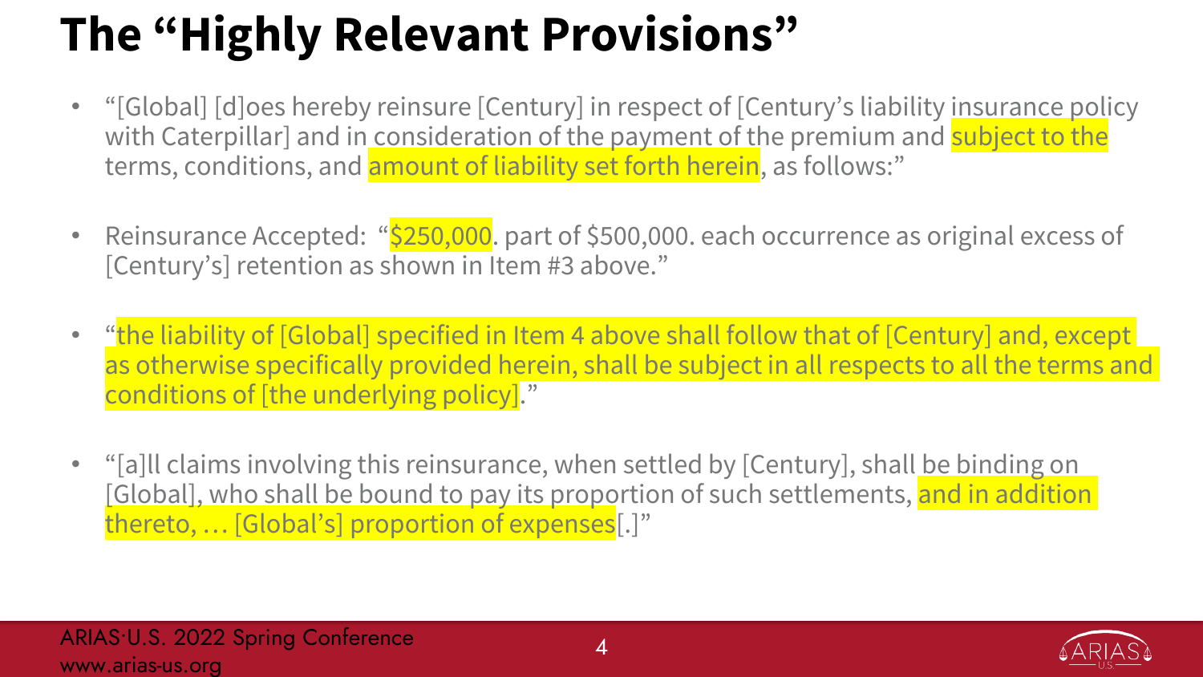# The "Highly Relevant Provisions"

- "[Global] [d]oes hereby reinsure [Century] in respect of [Century's liability insurance policy with Caterpillar] and in consideration of the payment of the premium and subject to the terms, conditions, and amount of liability set forth herein, as follows:"
- Reinsurance Accepted: "$250,000. part of $500,000. each occurrence as original excess of [Century's] retention as shown in Item #3 above."
- "the liability of [Global] specified in Item 4 above shall follow that of [Century] and, except as otherwise specifically provided herein, shall be subject in all respects to all the terms and conditions of [the underlying policy]."
- "[a]ll claims involving this reinsurance, when settled by [Century], shall be binding on [Global], who shall be bound to pay its proportion of such settlements, and in addition thereto, … [Global's] proportion of expenses[.]"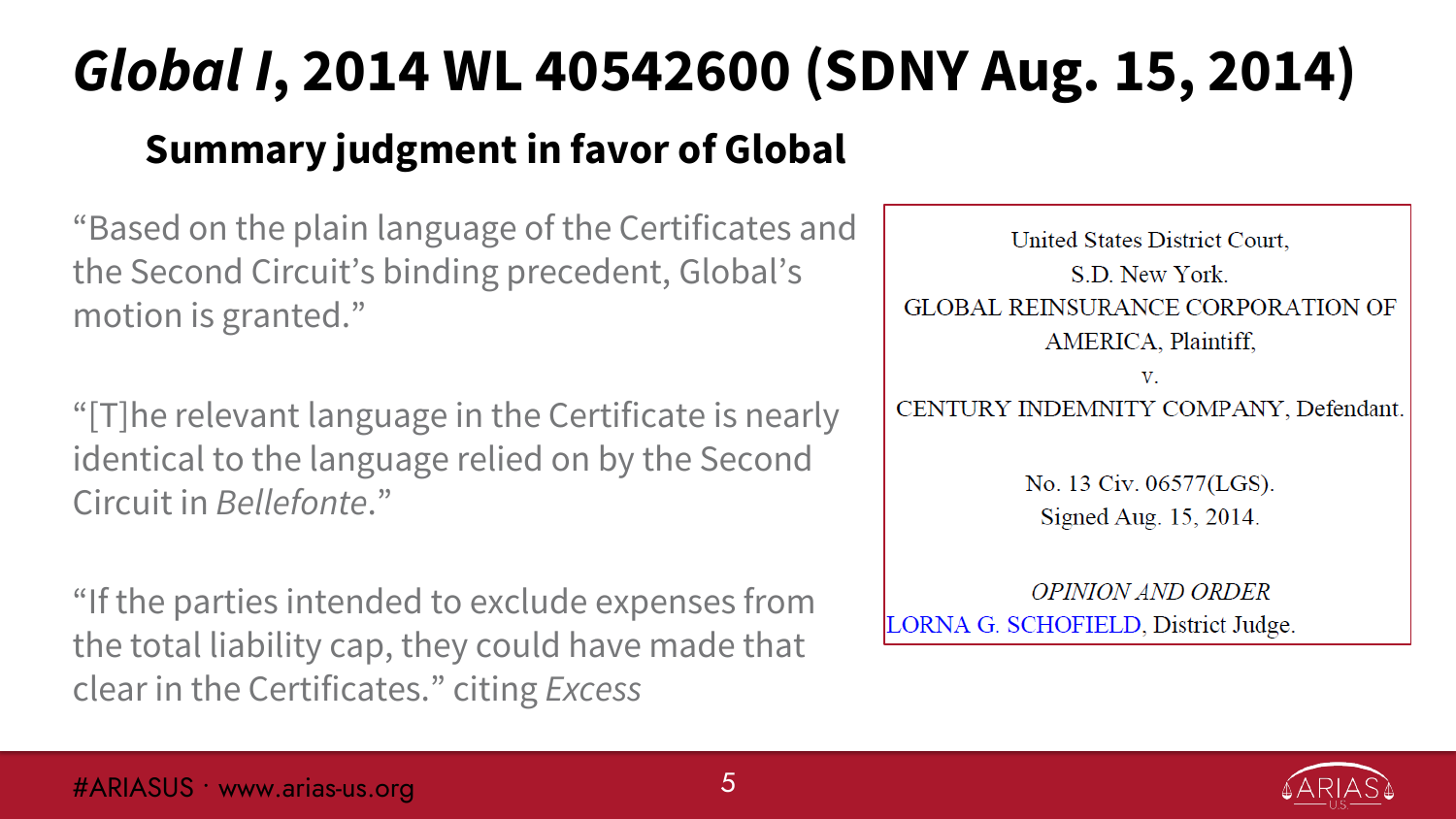# *Global I*, 2014 WL 40542600 (SDNY Aug. 15, 2014)

## Summary judgment in favor of Global

"Based on the plain language of the Certificates and the Second Circuit's binding precedent, Global's motion is granted."

"[T]he relevant language in the Certificate is nearly identical to the language relied on by the Second Circuit in *Bellefonte*."

"If the parties intended to exclude expenses from the total liability cap, they could have made that clear in the Certificates." citing *Excess*

United States District Court,
S.D. New York.
GLOBAL REINSURANCE CORPORATION OF AMERICA, Plaintiff,
v.
CENTURY INDEMNITY COMPANY, Defendant.

No. 13 Civ. 06577(LGS).
Signed Aug. 15, 2014.

*OPINION AND ORDER*
LORNA G. SCHOFIELD, District Judge.

#ARIASUS · www.arias-us.org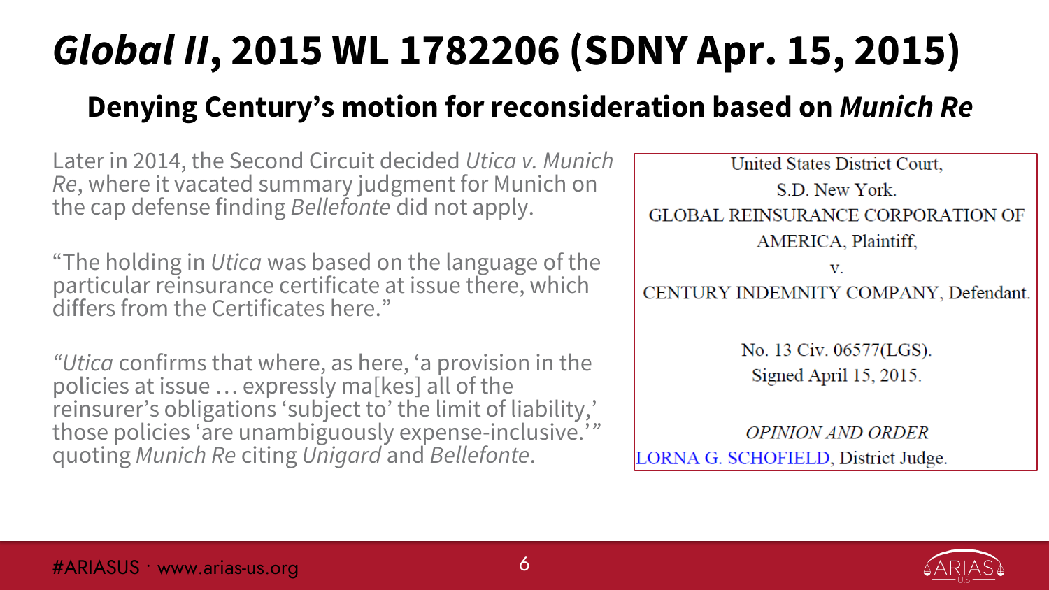# *Global II*, 2015 WL 1782206 (SDNY Apr. 15, 2015)

## Denying Century's motion for reconsideration based on *Munich Re*

Later in 2014, the Second Circuit decided *Utica v. Munich Re*, where it vacated summary judgment for Munich on the cap defense finding *Bellefonte* did not apply.

"The holding in *Utica* was based on the language of the particular reinsurance certificate at issue there, which differs from the Certificates here."

*"Utica* confirms that where, as here, 'a provision in the policies at issue … expressly ma[kes] all of the reinsurer's obligations 'subject to' the limit of liability,' those policies 'are unambiguously expense-inclusive.'" quoting *Munich Re* citing *Unigard* and *Bellefonte*.

United States District Court,
S.D. New York.
GLOBAL REINSURANCE CORPORATION OF AMERICA, Plaintiff,
v.
CENTURY INDEMNITY COMPANY, Defendant.

No. 13 Civ. 06577(LGS).
Signed April 15, 2015.

*OPINION AND ORDER*

LORNA G. SCHOFIELD, District Judge.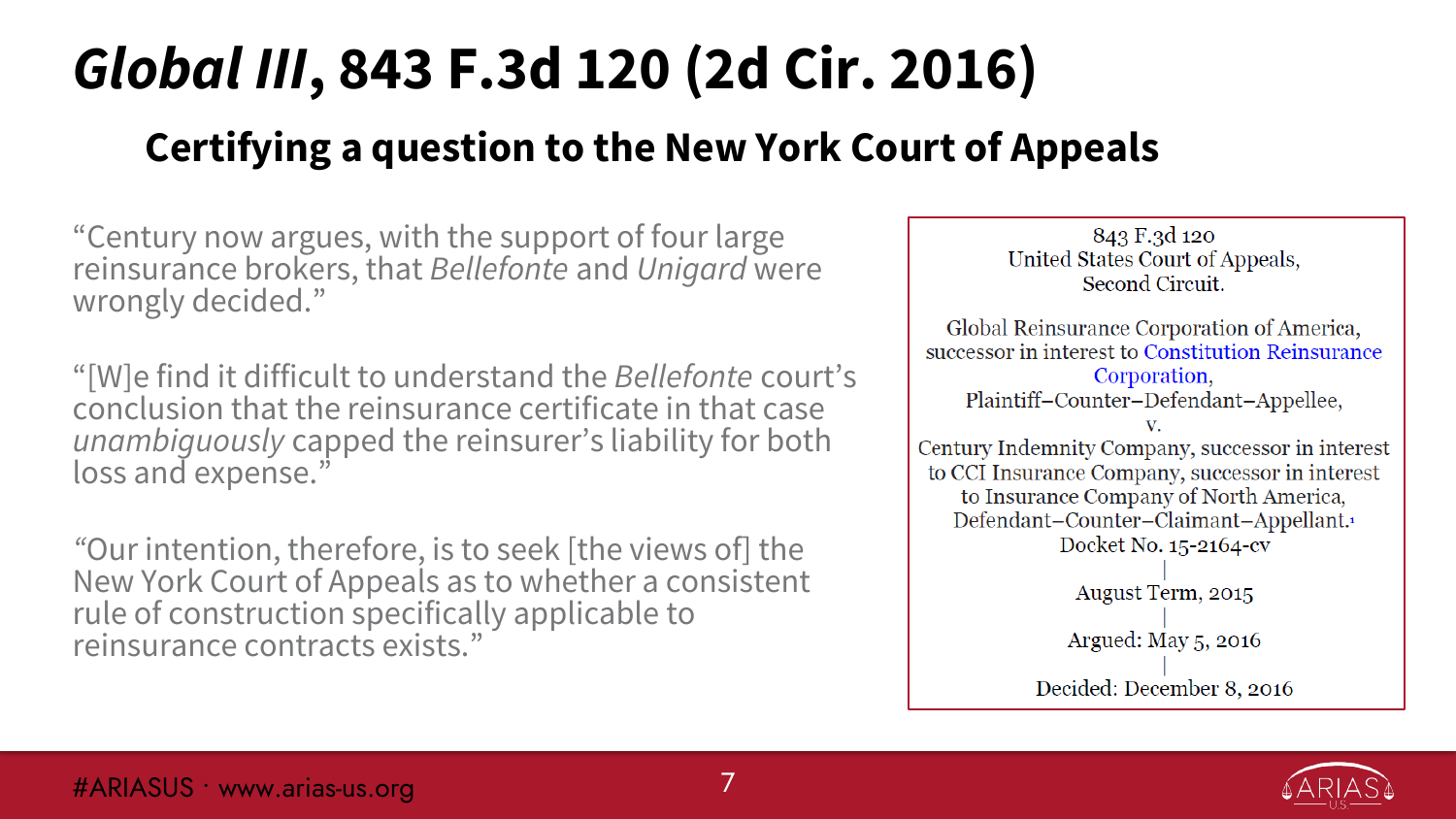# *Global III*, 843 F.3d 120 (2d Cir. 2016)

## Certifying a question to the New York Court of Appeals

"Century now argues, with the support of four large reinsurance brokers, that *Bellefonte* and *Unigard* were wrongly decided."

"[W]e find it difficult to understand the *Bellefonte* court's conclusion that the reinsurance certificate in that case *unambiguously* capped the reinsurer's liability for both loss and expense."

"Our intention, therefore, is to seek [the views of] the New York Court of Appeals as to whether a consistent rule of construction specifically applicable to reinsurance contracts exists."

843 F.3d 120
United States Court of Appeals,
Second Circuit.

Global Reinsurance Corporation of America, successor in interest to Constitution Reinsurance Corporation,
Plaintiff–Counter–Defendant–Appellee,
v.
Century Indemnity Company, successor in interest to CCI Insurance Company, successor in interest to Insurance Company of North America,
Defendant–Counter–Claimant–Appellant.[1]
Docket No. 15-2164-cv

August Term, 2015

Argued: May 5, 2016

Decided: December 8, 2016

#ARIASUS · www.arias-us.org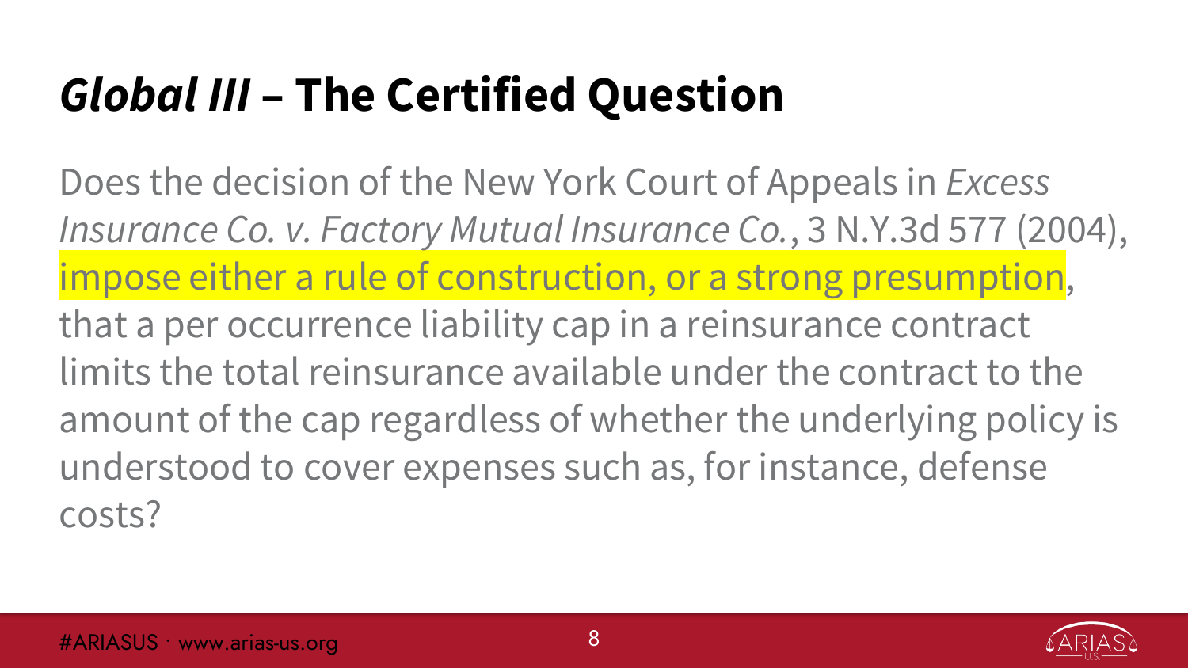# *Global III* – The Certified Question

Does the decision of the New York Court of Appeals in *Excess Insurance Co. v. Factory Mutual Insurance Co.*, 3 N.Y.3d 577 (2004), impose either a rule of construction, or a strong presumption, that a per occurrence liability cap in a reinsurance contract limits the total reinsurance available under the contract to the amount of the cap regardless of whether the underlying policy is understood to cover expenses such as, for instance, defense costs?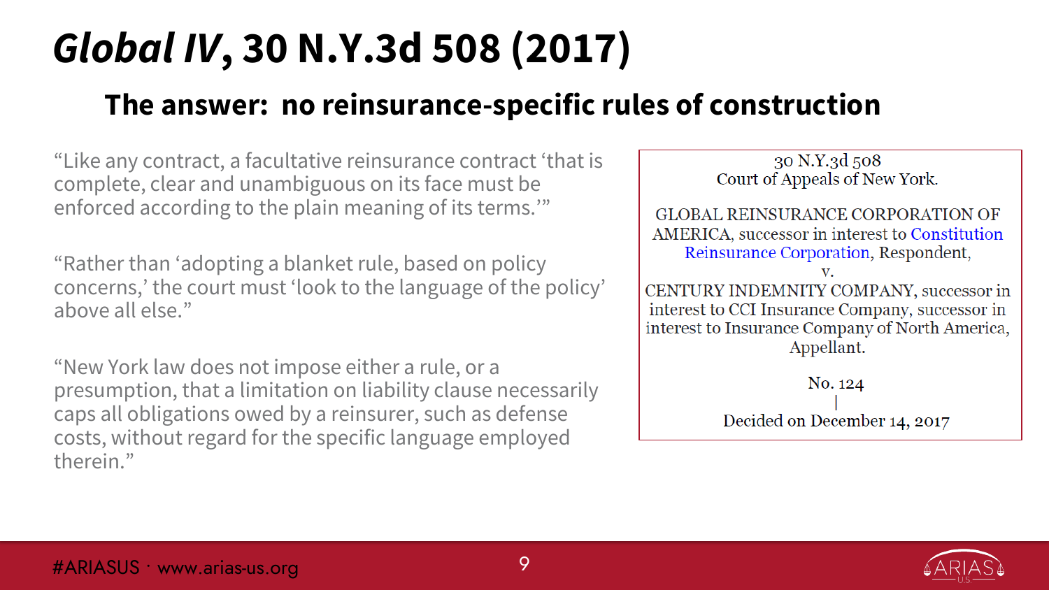# *Global IV*, 30 N.Y.3d 508 (2017)

## The answer: no reinsurance-specific rules of construction

"Like any contract, a facultative reinsurance contract 'that is complete, clear and unambiguous on its face must be enforced according to the plain meaning of its terms.'"

"Rather than 'adopting a blanket rule, based on policy concerns,' the court must 'look to the language of the policy' above all else."

"New York law does not impose either a rule, or a presumption, that a limitation on liability clause necessarily caps all obligations owed by a reinsurer, such as defense costs, without regard for the specific language employed therein."

30 N.Y.3d 508
Court of Appeals of New York.

GLOBAL REINSURANCE CORPORATION OF AMERICA, successor in interest to Constitution Reinsurance Corporation, Respondent,
v.
CENTURY INDEMNITY COMPANY, successor in interest to CCI Insurance Company, successor in interest to Insurance Company of North America, Appellant.

No. 124
|
Decided on December 14, 2017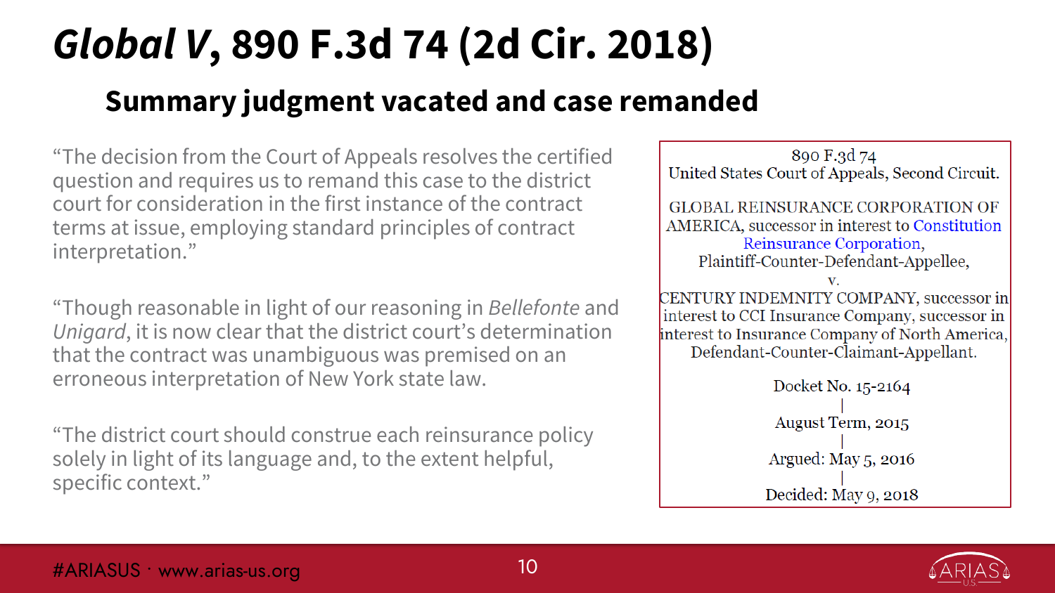# *Global V*, 890 F.3d 74 (2d Cir. 2018)

## Summary judgment vacated and case remanded

"The decision from the Court of Appeals resolves the certified question and requires us to remand this case to the district court for consideration in the first instance of the contract terms at issue, employing standard principles of contract interpretation."

"Though reasonable in light of our reasoning in *Bellefonte* and *Unigard*, it is now clear that the district court's determination that the contract was unambiguous was premised on an erroneous interpretation of New York state law.

"The district court should construe each reinsurance policy solely in light of its language and, to the extent helpful, specific context."

890 F.3d 74
United States Court of Appeals, Second Circuit.

GLOBAL REINSURANCE CORPORATION OF AMERICA, successor in interest to Constitution Reinsurance Corporation,
Plaintiff-Counter-Defendant-Appellee,
v.
CENTURY INDEMNITY COMPANY, successor in interest to CCI Insurance Company, successor in interest to Insurance Company of North America,
Defendant-Counter-Claimant-Appellant.

Docket No. 15-2164
|
August Term, 2015
|
Argued: May 5, 2016
|
Decided: May 9, 2018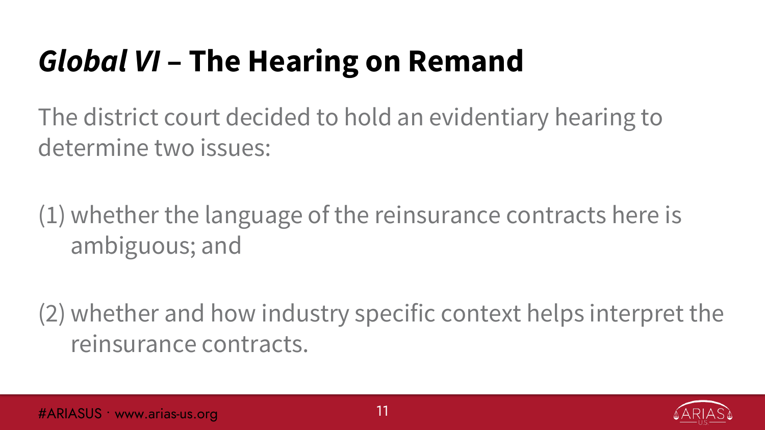# *Global VI* – The Hearing on Remand

The district court decided to hold an evidentiary hearing to determine two issues:

(1) whether the language of the reinsurance contracts here is ambiguous; and

(2) whether and how industry specific context helps interpret the reinsurance contracts.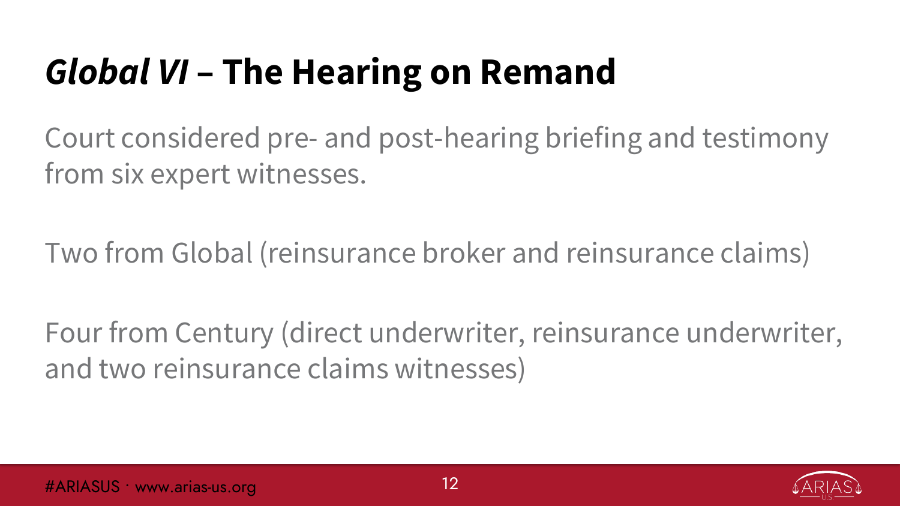# *Global VI* – The Hearing on Remand

Court considered pre- and post-hearing briefing and testimony from six expert witnesses.

Two from Global (reinsurance broker and reinsurance claims)

Four from Century (direct underwriter, reinsurance underwriter, and two reinsurance claims witnesses)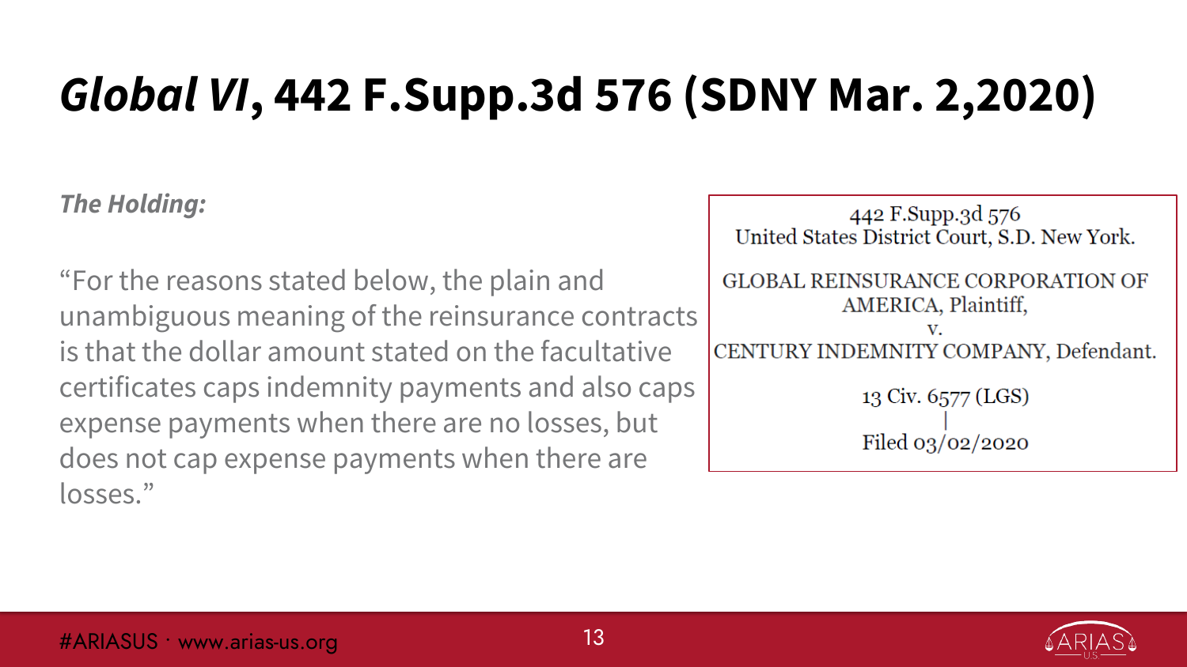# *Global VI*, 442 F.Supp.3d 576 (SDNY Mar. 2,2020)

***The Holding:***

"For the reasons stated below, the plain and unambiguous meaning of the reinsurance contracts is that the dollar amount stated on the facultative certificates caps indemnity payments and also caps expense payments when there are no losses, but does not cap expense payments when there are losses."

442 F.Supp.3d 576
United States District Court, S.D. New York.

GLOBAL REINSURANCE CORPORATION OF AMERICA, Plaintiff,
v.
CENTURY INDEMNITY COMPANY, Defendant.

13 Civ. 6577 (LGS)
|
Filed 03/02/2020

#ARIASUS · www.arias-us.org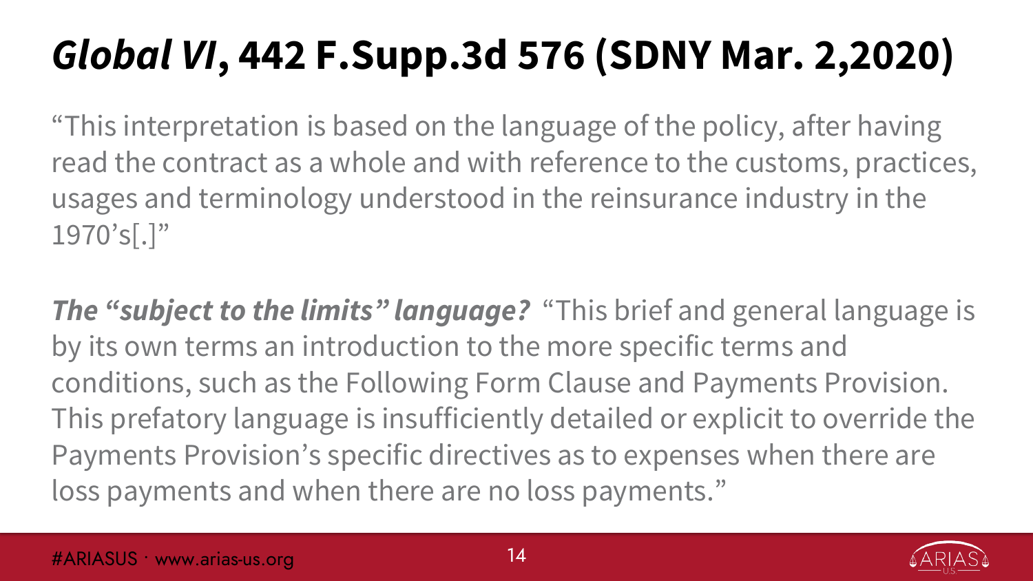# *Global VI*, 442 F.Supp.3d 576 (SDNY Mar. 2,2020)

"This interpretation is based on the language of the policy, after having read the contract as a whole and with reference to the customs, practices, usages and terminology understood in the reinsurance industry in the 1970's[.]"

***The "subject to the limits" language?*** "This brief and general language is by its own terms an introduction to the more specific terms and conditions, such as the Following Form Clause and Payments Provision. This prefatory language is insufficiently detailed or explicit to override the Payments Provision's specific directives as to expenses when there are loss payments and when there are no loss payments."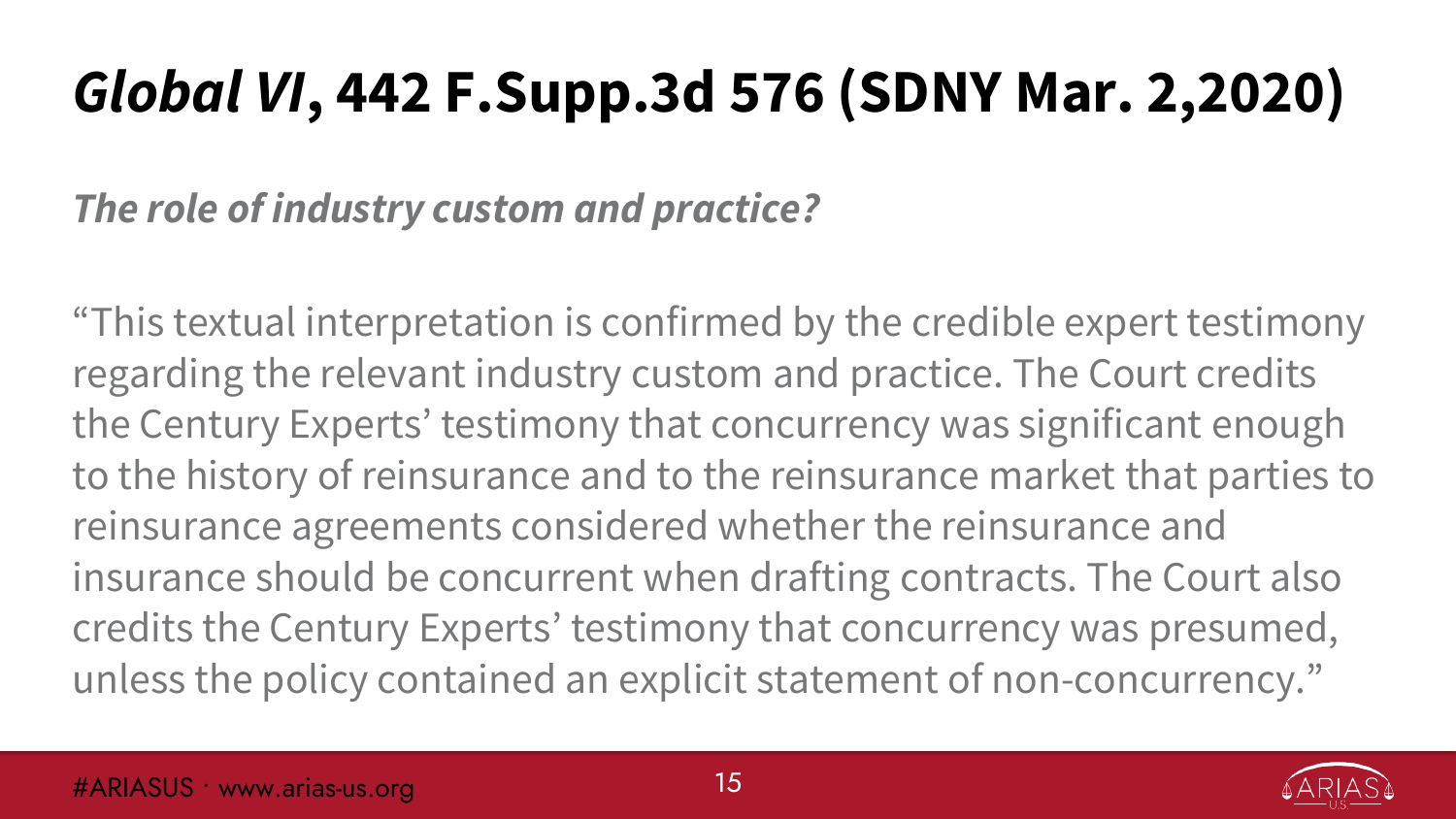# *Global VI*, 442 F.Supp.3d 576 (SDNY Mar. 2,2020)

***The role of industry custom and practice?***

"This textual interpretation is confirmed by the credible expert testimony regarding the relevant industry custom and practice. The Court credits the Century Experts' testimony that concurrency was significant enough to the history of reinsurance and to the reinsurance market that parties to reinsurance agreements considered whether the reinsurance and insurance should be concurrent when drafting contracts. The Court also credits the Century Experts' testimony that concurrency was presumed, unless the policy contained an explicit statement of non-concurrency."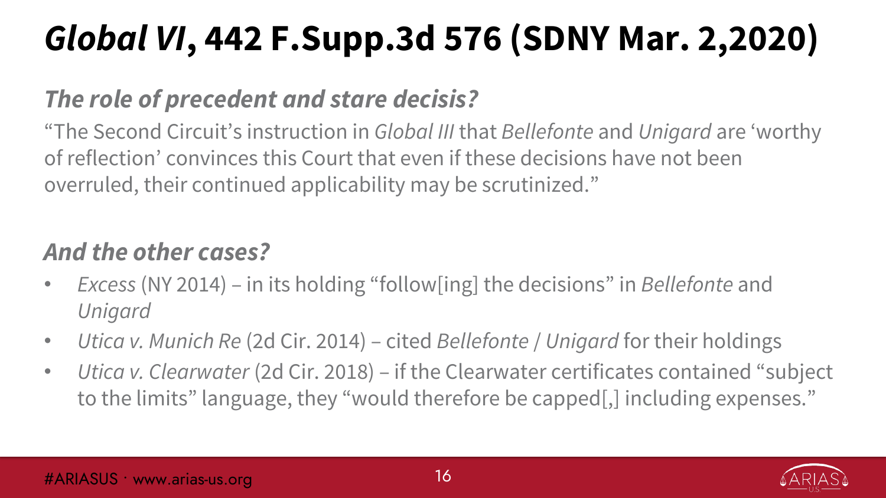# *Global VI*, 442 F.Supp.3d 576 (SDNY Mar. 2,2020)

### *The role of precedent and stare decisis?*

"The Second Circuit's instruction in *Global III* that *Bellefonte* and *Unigard* are 'worthy of reflection' convinces this Court that even if these decisions have not been overruled, their continued applicability may be scrutinized."

### *And the other cases?*

- *Excess* (NY 2014) – in its holding "follow[ing] the decisions" in *Bellefonte* and *Unigard*
- *Utica v. Munich Re* (2d Cir. 2014) – cited *Bellefonte* / *Unigard* for their holdings
- *Utica v. Clearwater* (2d Cir. 2018) – if the Clearwater certificates contained "subject to the limits" language, they "would therefore be capped[,] including expenses."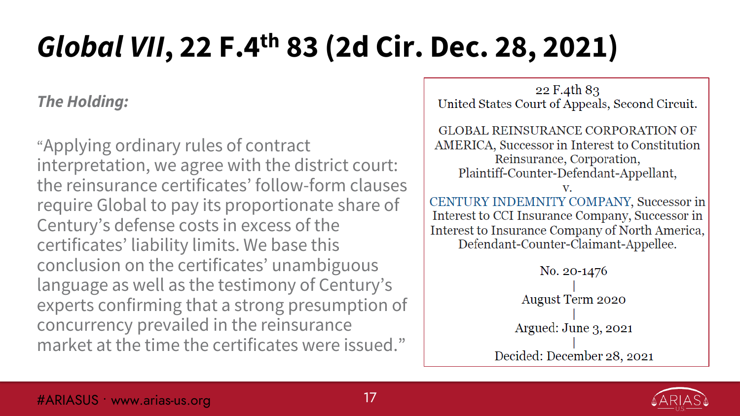# *Global VII*, 22 F.4th 83 (2d Cir. Dec. 28, 2021)

***The Holding:***

"Applying ordinary rules of contract interpretation, we agree with the district court: the reinsurance certificates' follow-form clauses require Global to pay its proportionate share of Century's defense costs in excess of the certificates' liability limits. We base this conclusion on the certificates' unambiguous language as well as the testimony of Century's experts confirming that a strong presumption of concurrency prevailed in the reinsurance market at the time the certificates were issued."

22 F.4th 83
United States Court of Appeals, Second Circuit.

GLOBAL REINSURANCE CORPORATION OF AMERICA, Successor in Interest to Constitution Reinsurance, Corporation,
Plaintiff-Counter-Defendant-Appellant,
v.
CENTURY INDEMNITY COMPANY, Successor in Interest to CCI Insurance Company, Successor in Interest to Insurance Company of North America,
Defendant-Counter-Claimant-Appellee.

No. 20-1476
|
August Term 2020
|
Argued: June 3, 2021
|
Decided: December 28, 2021

#ARIASUS · www.arias-us.org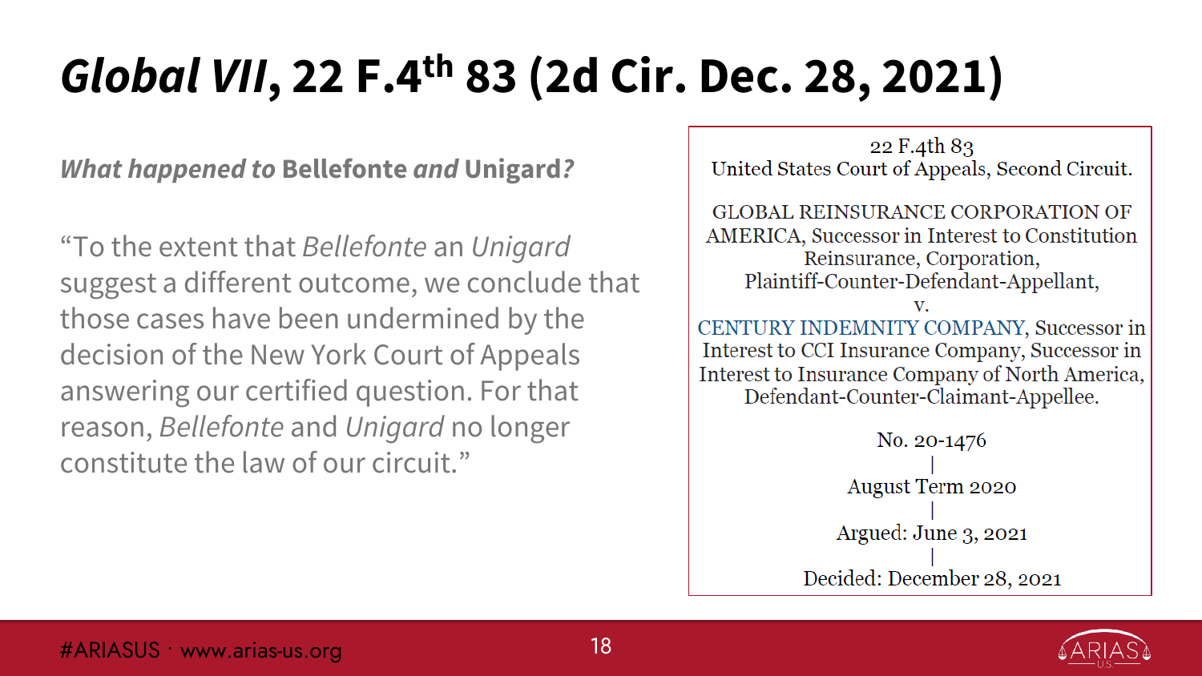# *Global VII*, 22 F.4th 83 (2d Cir. Dec. 28, 2021)

***What happened to* Bellefonte *and* Unigard?**

"To the extent that *Bellefonte* an *Unigard* suggest a different outcome, we conclude that those cases have been undermined by the decision of the New York Court of Appeals answering our certified question. For that reason, *Bellefonte* and *Unigard* no longer constitute the law of our circuit."

22 F.4th 83
United States Court of Appeals, Second Circuit.

GLOBAL REINSURANCE CORPORATION OF AMERICA, Successor in Interest to Constitution Reinsurance, Corporation,
Plaintiff-Counter-Defendant-Appellant,
v.
CENTURY INDEMNITY COMPANY, Successor in Interest to CCI Insurance Company, Successor in Interest to Insurance Company of North America,
Defendant-Counter-Claimant-Appellee.

No. 20-1476
|
August Term 2020
|
Argued: June 3, 2021
|
Decided: December 28, 2021

#ARIASUS · www.arias-us.org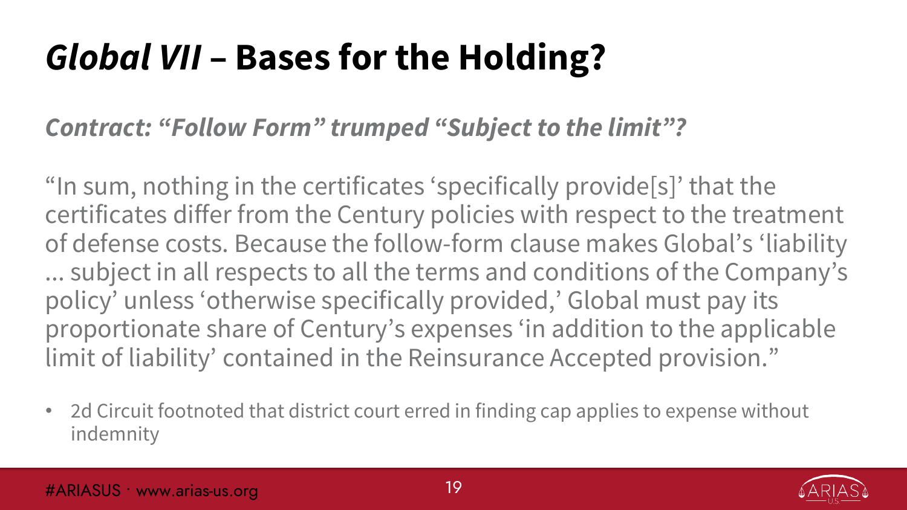# *Global VII* – Bases for the Holding?

***Contract: "Follow Form" trumped "Subject to the limit"?***

"In sum, nothing in the certificates 'specifically provide[s]' that the certificates differ from the Century policies with respect to the treatment of defense costs. Because the follow-form clause makes Global's 'liability ... subject in all respects to all the terms and conditions of the Company's policy' unless 'otherwise specifically provided,' Global must pay its proportionate share of Century's expenses 'in addition to the applicable limit of liability' contained in the Reinsurance Accepted provision."

- 2d Circuit footnoted that district court erred in finding cap applies to expense without indemnity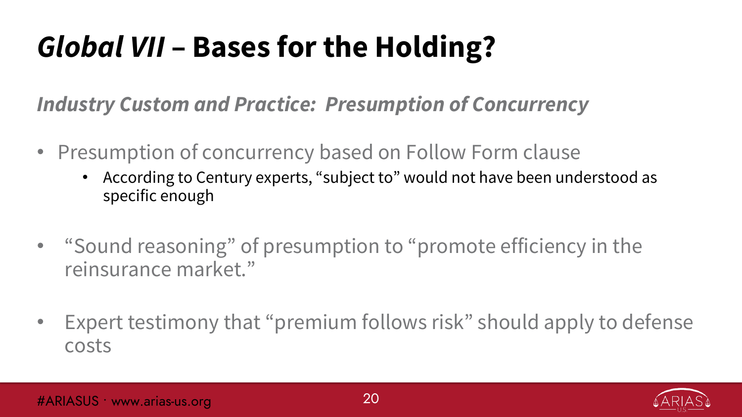# *Global VII* – Bases for the Holding?

### *Industry Custom and Practice: Presumption of Concurrency*

- Presumption of concurrency based on Follow Form clause
  - According to Century experts, "subject to" would not have been understood as specific enough
- "Sound reasoning" of presumption to "promote efficiency in the reinsurance market."
- Expert testimony that "premium follows risk" should apply to defense costs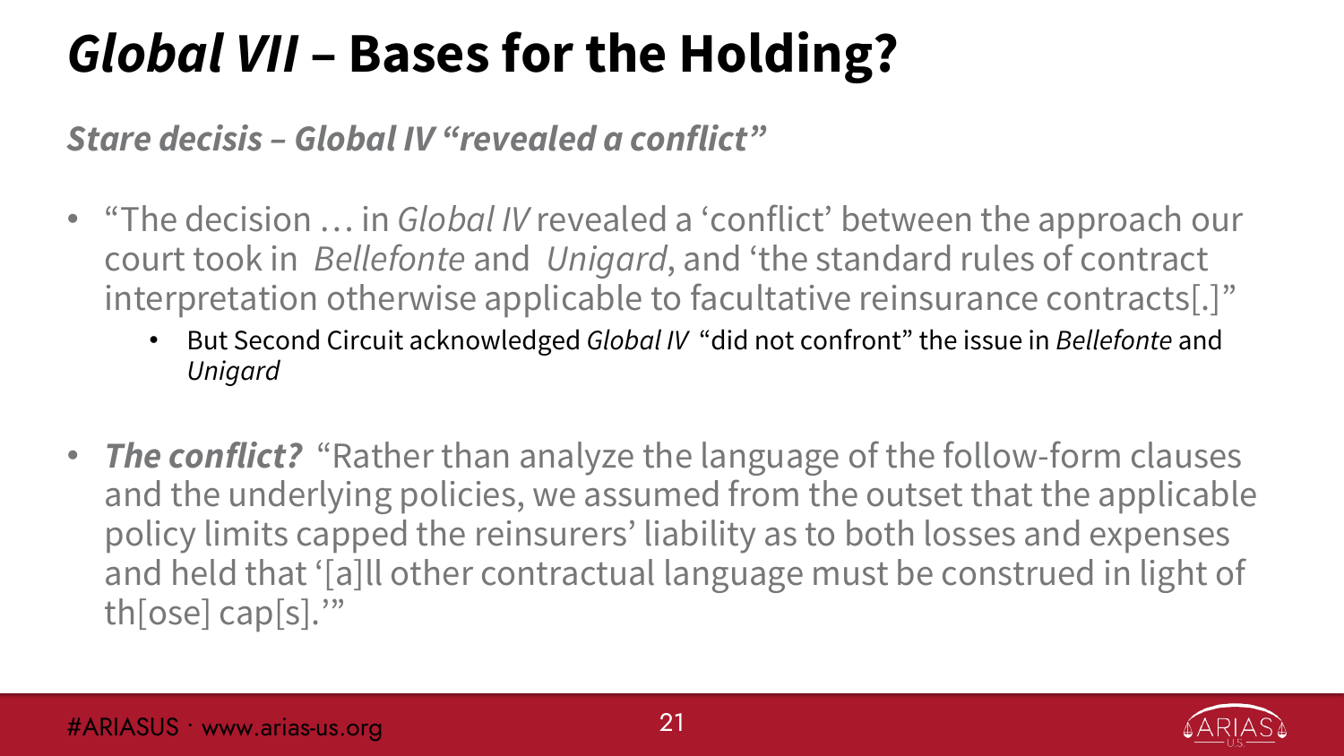# *Global VII* – Bases for the Holding?

***Stare decisis – Global IV "revealed a conflict"***

- "The decision … in *Global IV* revealed a 'conflict' between the approach our court took in *Bellefonte* and *Unigard*, and 'the standard rules of contract interpretation otherwise applicable to facultative reinsurance contracts[.]"
  - But Second Circuit acknowledged *Global IV* "did not confront" the issue in *Bellefonte* and *Unigard*

- ***The conflict?*** "Rather than analyze the language of the follow-form clauses and the underlying policies, we assumed from the outset that the applicable policy limits capped the reinsurers' liability as to both losses and expenses and held that '[a]ll other contractual language must be construed in light of th[ose] cap[s].'"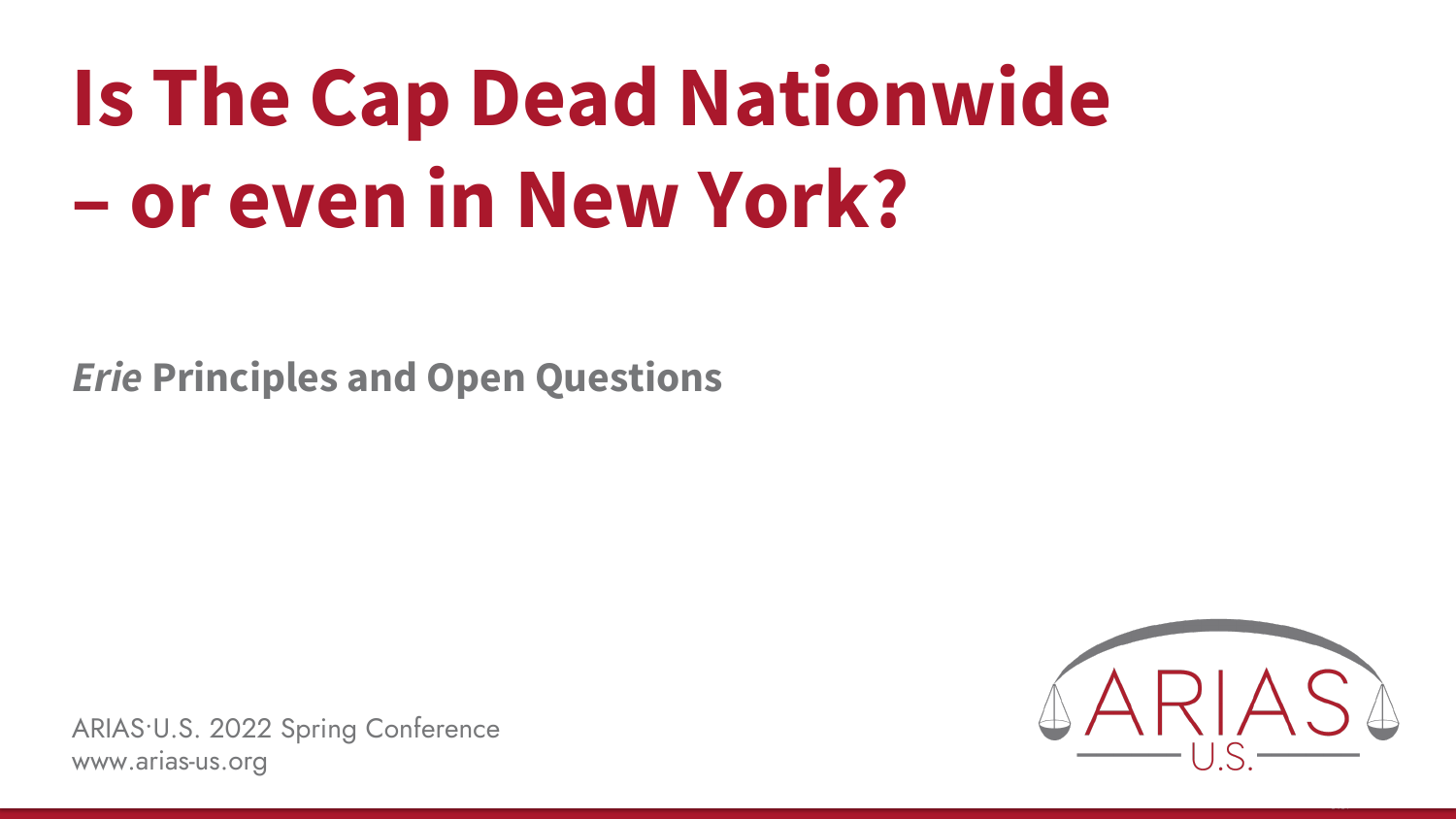# Is The Cap Dead Nationwide – or even in New York?

***Erie*** **Principles and Open Questions**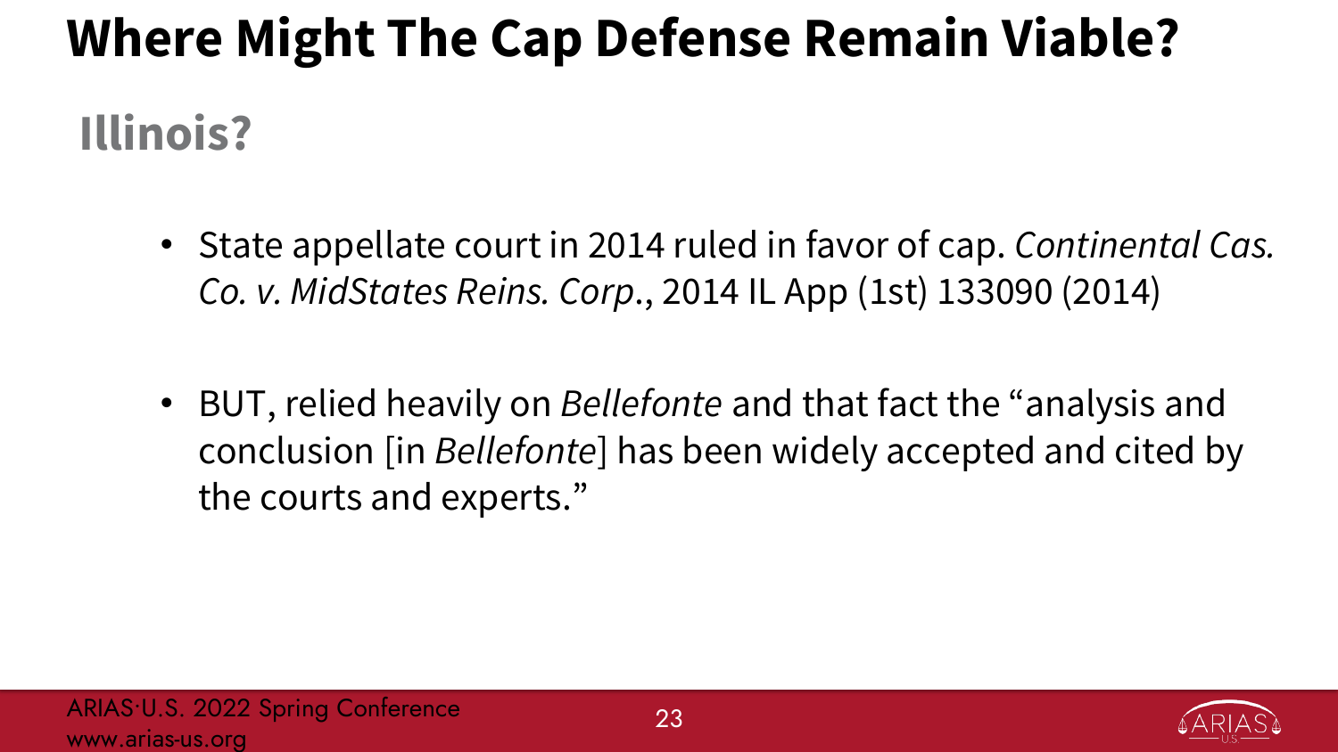# Where Might The Cap Defense Remain Viable?

## Illinois?

- State appellate court in 2014 ruled in favor of cap. *Continental Cas. Co. v. MidStates Reins. Corp.*, 2014 IL App (1st) 133090 (2014)

- BUT, relied heavily on *Bellefonte* and that fact the "analysis and conclusion [in *Bellefonte*] has been widely accepted and cited by the courts and experts."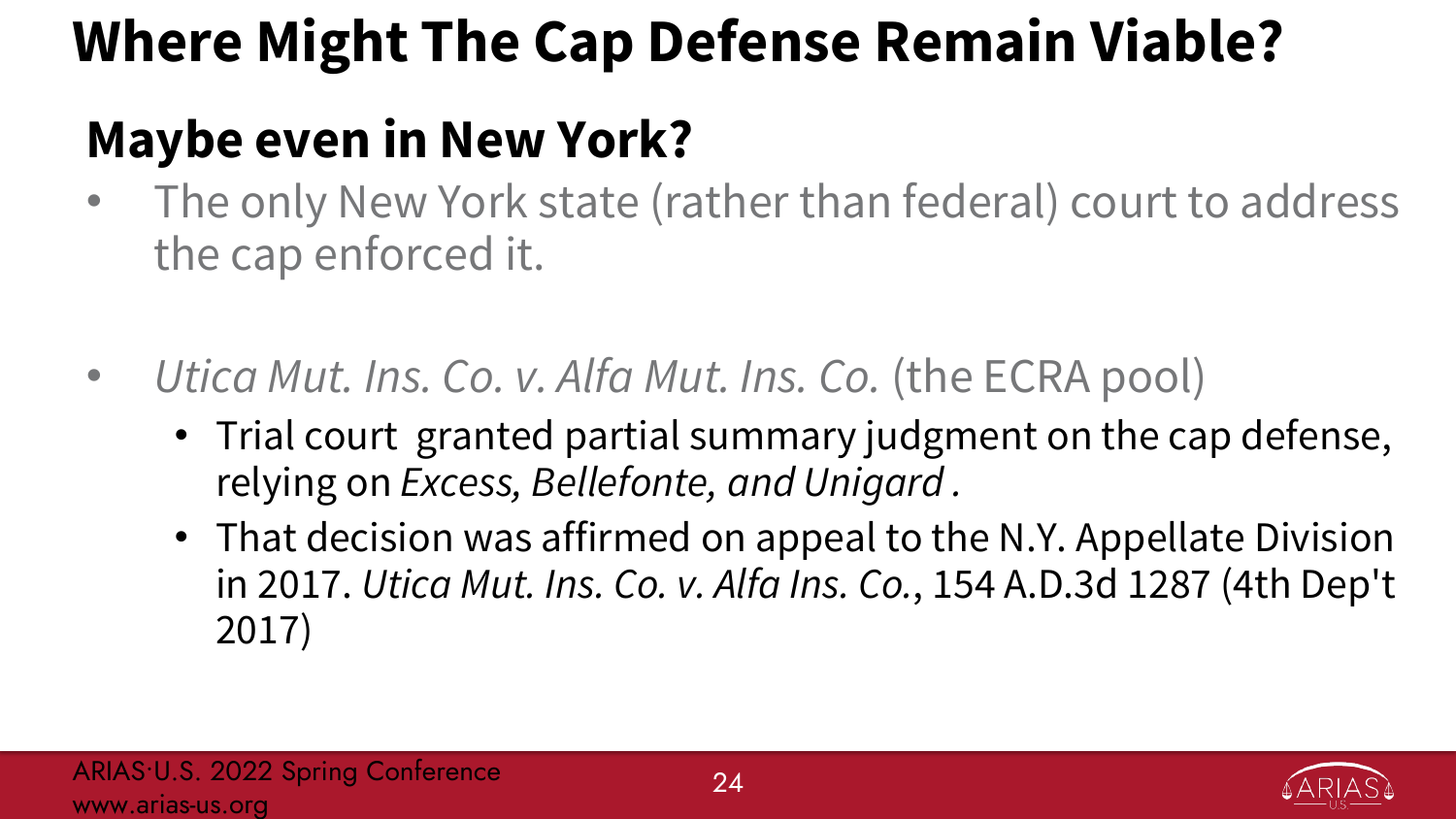# Where Might The Cap Defense Remain Viable?

## Maybe even in New York?

- The only New York state (rather than federal) court to address the cap enforced it.

- *Utica Mut. Ins. Co. v. Alfa Mut. Ins. Co.* (the ECRA pool)
  - Trial court granted partial summary judgment on the cap defense, relying on *Excess, Bellefonte, and Unigard*.
  - That decision was affirmed on appeal to the N.Y. Appellate Division in 2017. *Utica Mut. Ins. Co. v. Alfa Ins. Co.*, 154 A.D.3d 1287 (4th Dep't 2017)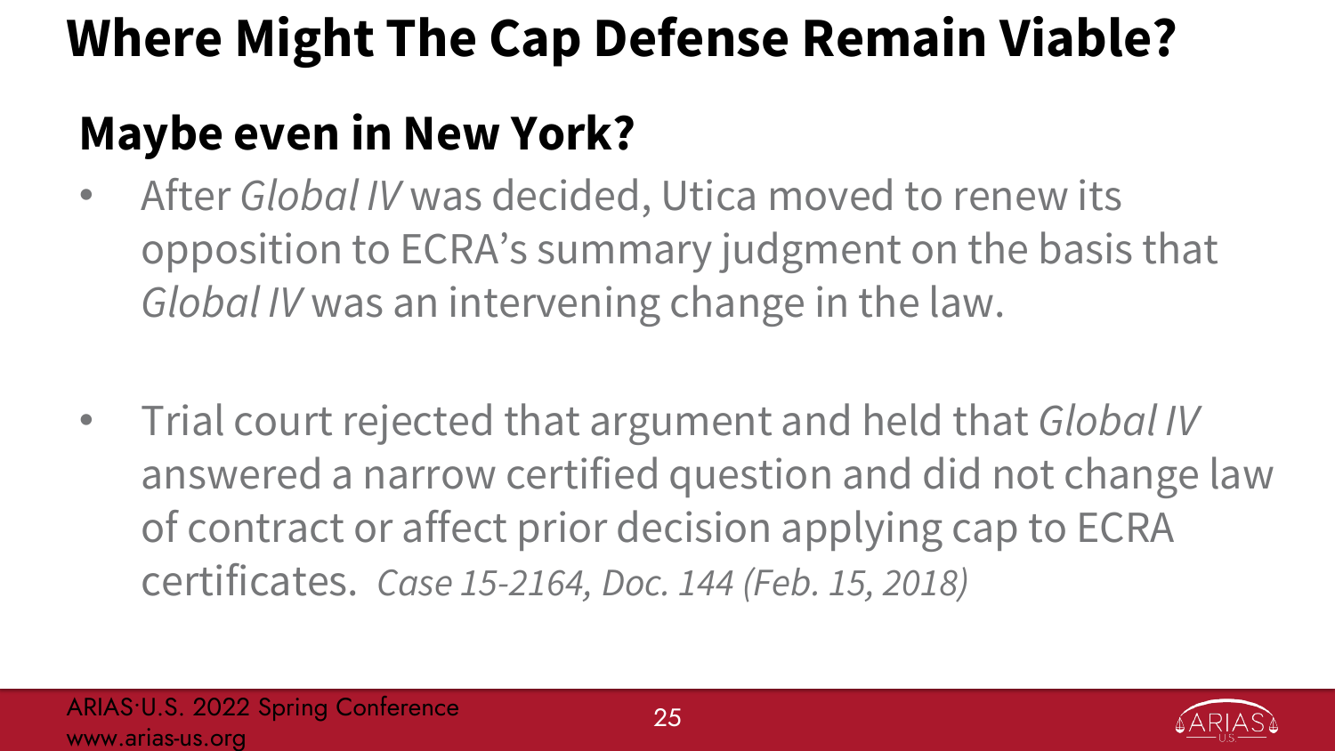# Where Might The Cap Defense Remain Viable?

## Maybe even in New York?

- After *Global IV* was decided, Utica moved to renew its opposition to ECRA's summary judgment on the basis that *Global IV* was an intervening change in the law.

- Trial court rejected that argument and held that *Global IV* answered a narrow certified question and did not change law of contract or affect prior decision applying cap to ECRA certificates. *Case 15-2164, Doc. 144 (Feb. 15, 2018)*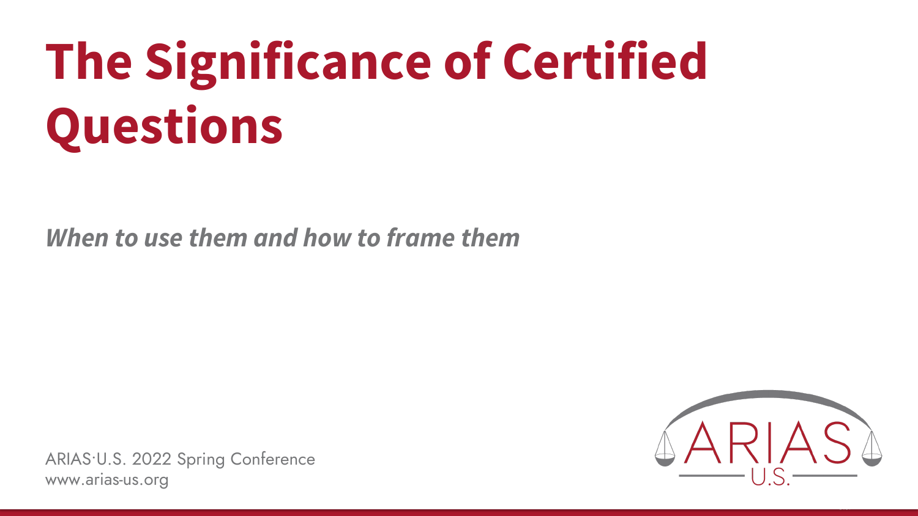# The Significance of Certified Questions

***When to use them and how to frame them***

ARIAS·U.S. 2022 Spring Conference
www.arias-us.org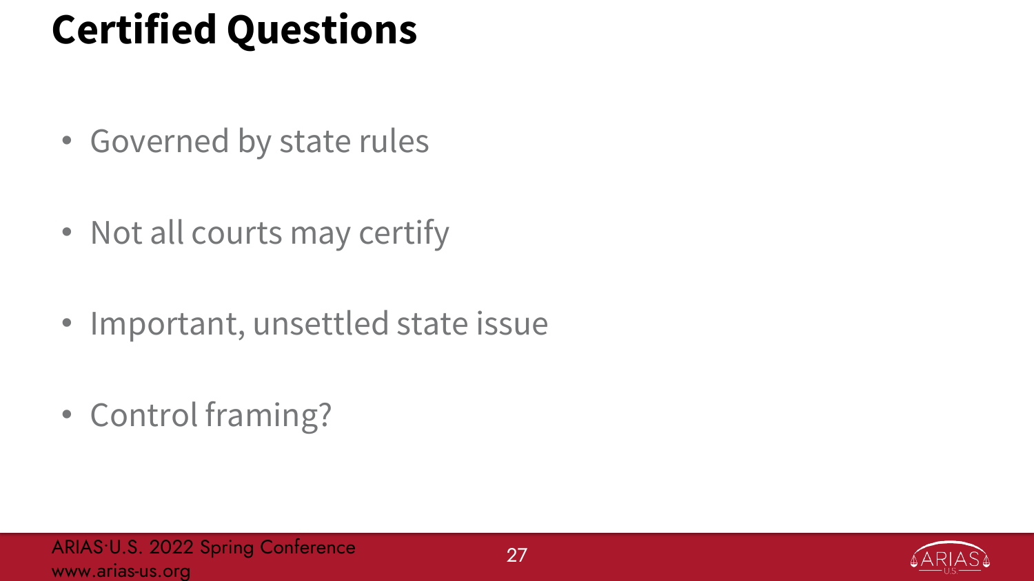# Certified Questions

- Governed by state rules
- Not all courts may certify
- Important, unsettled state issue
- Control framing?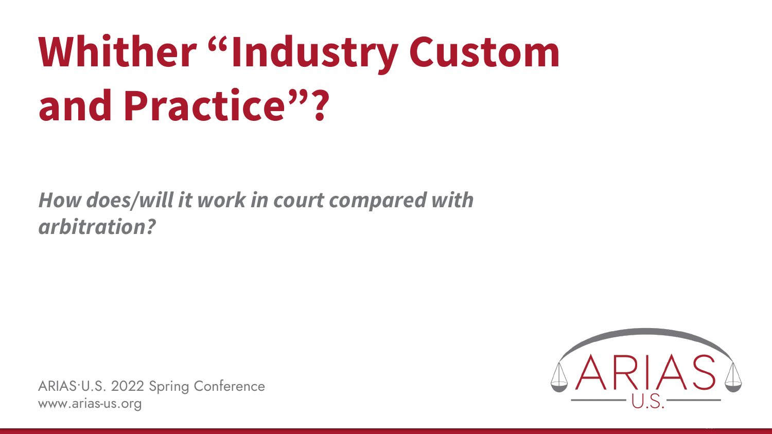# Whither "Industry Custom and Practice"?

***How does/will it work in court compared with arbitration?***

ARIAS·U.S. 2022 Spring Conference
www.arias-us.org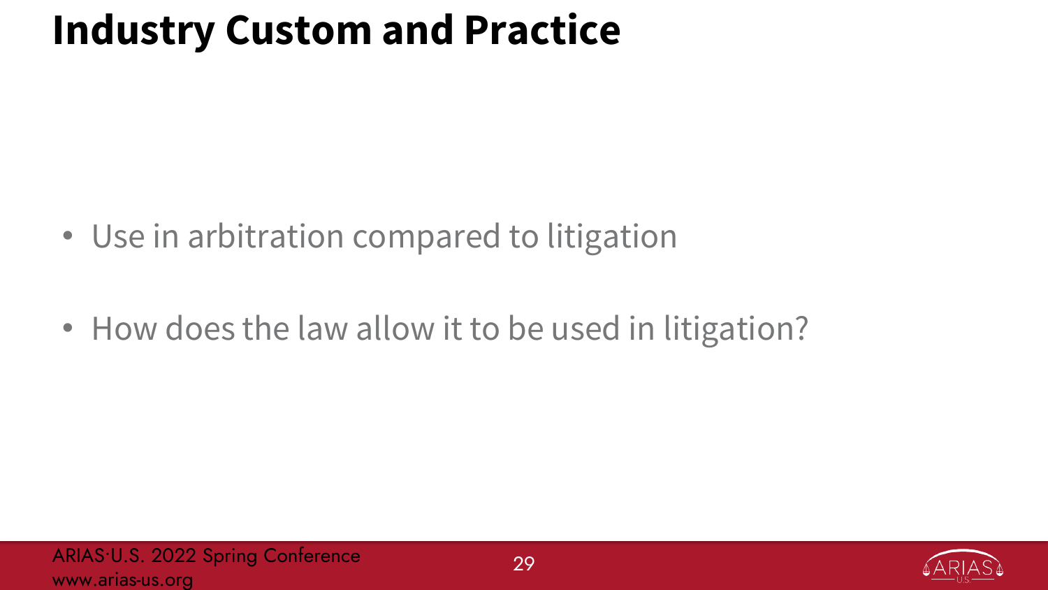# Industry Custom and Practice

- Use in arbitration compared to litigation
- How does the law allow it to be used in litigation?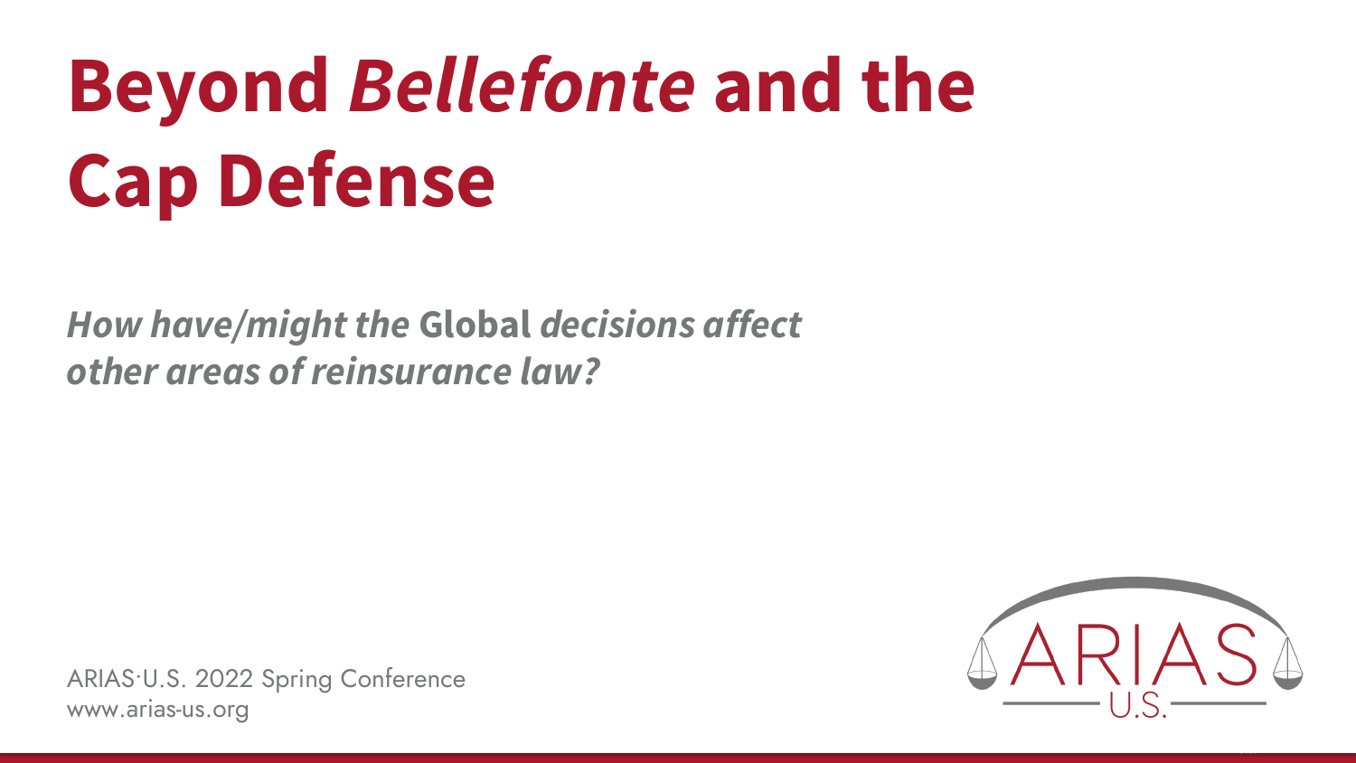# Beyond *Bellefonte* and the Cap Defense

***How have/might the* Global *decisions affect other areas of reinsurance law?***

ARIAS·U.S. 2022 Spring Conference
www.arias-us.org